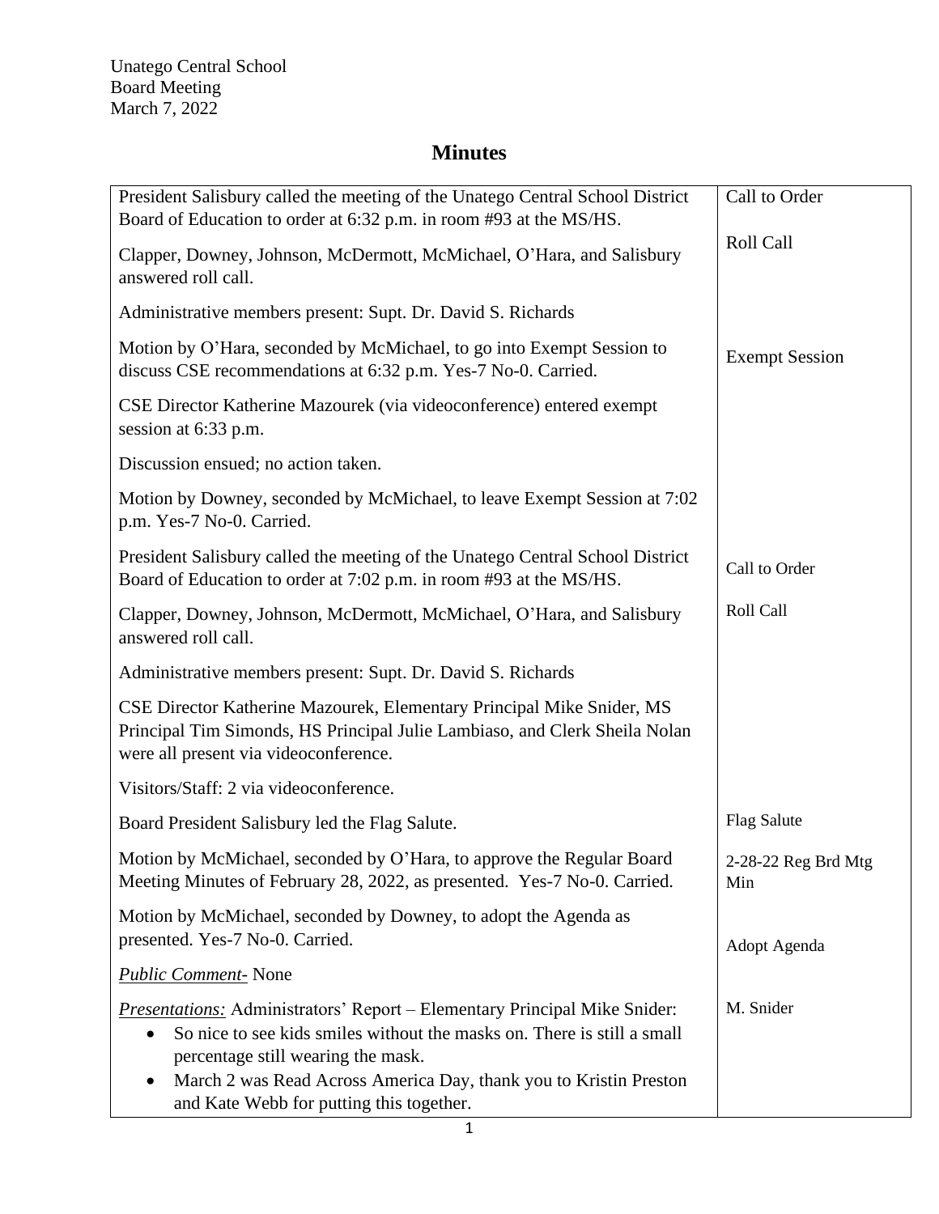Unatego Central School
Board Meeting
March 7, 2022

# Minutes

| | |
|---|---|
| President Salisbury called the meeting of the Unatego Central School District Board of Education to order at 6:32 p.m. in room #93 at the MS/HS. | Call to Order |
| Clapper, Downey, Johnson, McDermott, McMichael, O'Hara, and Salisbury answered roll call. | Roll Call |
| Administrative members present: Supt. Dr. David S. Richards | |
| Motion by O'Hara, seconded by McMichael, to go into Exempt Session to discuss CSE recommendations at 6:32 p.m. Yes-7 No-0. Carried. | Exempt Session |
| CSE Director Katherine Mazourek (via videoconference) entered exempt session at 6:33 p.m. | |
| Discussion ensued; no action taken. | |
| Motion by Downey, seconded by McMichael, to leave Exempt Session at 7:02 p.m. Yes-7 No-0. Carried. | |
| President Salisbury called the meeting of the Unatego Central School District Board of Education to order at 7:02 p.m. in room #93 at the MS/HS. | Call to Order |
| Clapper, Downey, Johnson, McDermott, McMichael, O'Hara, and Salisbury answered roll call. | Roll Call |
| Administrative members present: Supt. Dr. David S. Richards | |
| CSE Director Katherine Mazourek, Elementary Principal Mike Snider, MS Principal Tim Simonds, HS Principal Julie Lambiaso, and Clerk Sheila Nolan were all present via videoconference. | |
| Visitors/Staff: 2 via videoconference. | |
| Board President Salisbury led the Flag Salute. | Flag Salute |
| Motion by McMichael, seconded by O'Hara, to approve the Regular Board Meeting Minutes of February 28, 2022, as presented. Yes-7 No-0. Carried. | 2-28-22 Reg Brd Mtg Min |
| Motion by McMichael, seconded by Downey, to adopt the Agenda as presented. Yes-7 No-0. Carried. | Adopt Agenda |
| *Public Comment-* None | |
| *Presentations:* Administrators' Report – Elementary Principal Mike Snider:<br>• So nice to see kids smiles without the masks on. There is still a small percentage still wearing the mask.<br>• March 2 was Read Across America Day, thank you to Kristin Preston and Kate Webb for putting this together. | M. Snider |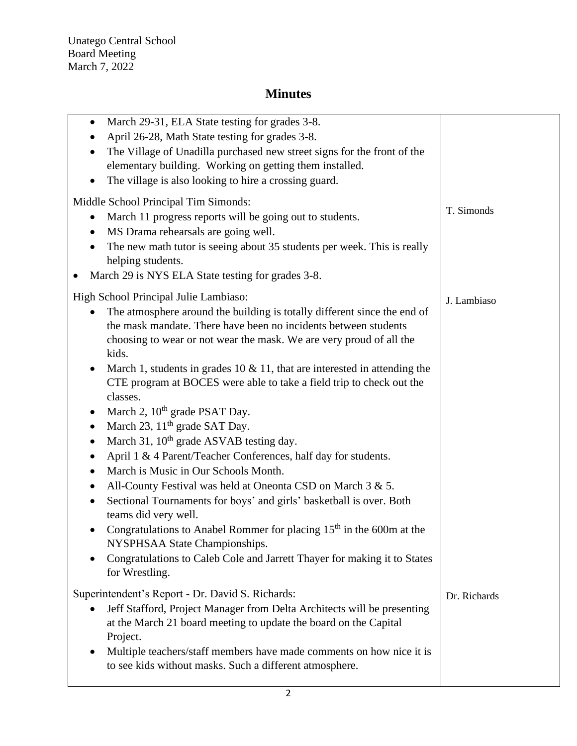Unatego Central School
Board Meeting
March 7, 2022

# Minutes

| | |
|---|---|
| • March 29-31, ELA State testing for grades 3-8.<br>• April 26-28, Math State testing for grades 3-8.<br>• The Village of Unadilla purchased new street signs for the front of the elementary building. Working on getting them installed.<br>• The village is also looking to hire a crossing guard. | |
| Middle School Principal Tim Simonds:<br>• March 11 progress reports will be going out to students.<br>• MS Drama rehearsals are going well.<br>• The new math tutor is seeing about 35 students per week. This is really helping students.<br>• March 29 is NYS ELA State testing for grades 3-8. | T. Simonds |
| High School Principal Julie Lambiaso:<br>• The atmosphere around the building is totally different since the end of the mask mandate. There have been no incidents between students choosing to wear or not wear the mask. We are very proud of all the kids.<br>• March 1, students in grades 10 & 11, that are interested in attending the CTE program at BOCES were able to take a field trip to check out the classes.<br>• March 2, 10th grade PSAT Day.<br>• March 23, 11th grade SAT Day.<br>• March 31, 10th grade ASVAB testing day.<br>• April 1 & 4 Parent/Teacher Conferences, half day for students.<br>• March is Music in Our Schools Month.<br>• All-County Festival was held at Oneonta CSD on March 3 & 5.<br>• Sectional Tournaments for boys' and girls' basketball is over. Both teams did very well.<br>• Congratulations to Anabel Rommer for placing 15th in the 600m at the NYSPHSAA State Championships.<br>• Congratulations to Caleb Cole and Jarrett Thayer for making it to States for Wrestling. | J. Lambiaso |
| Superintendent's Report - Dr. David S. Richards:<br>• Jeff Stafford, Project Manager from Delta Architects will be presenting at the March 21 board meeting to update the board on the Capital Project.<br>• Multiple teachers/staff members have made comments on how nice it is to see kids without masks. Such a different atmosphere. | Dr. Richards |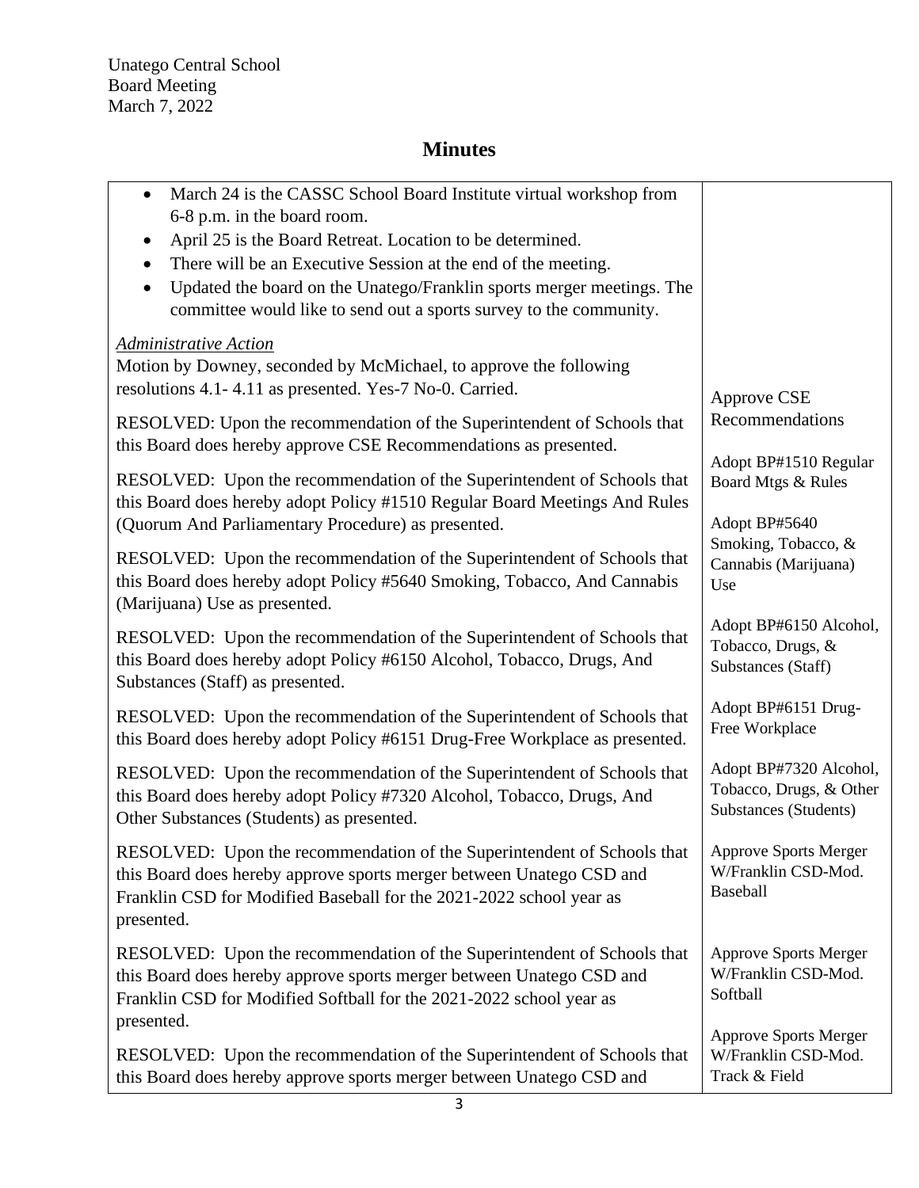Unatego Central School
Board Meeting
March 7, 2022

# Minutes

| | |
|---|---|
| • March 24 is the CASSC School Board Institute virtual workshop from 6-8 p.m. in the board room.<br>• April 25 is the Board Retreat. Location to be determined.<br>• There will be an Executive Session at the end of the meeting.<br>• Updated the board on the Unatego/Franklin sports merger meetings. The committee would like to send out a sports survey to the community. | |
| *Administrative Action*<br>Motion by Downey, seconded by McMichael, to approve the following resolutions 4.1- 4.11 as presented. Yes-7 No-0. Carried. | |
| RESOLVED: Upon the recommendation of the Superintendent of Schools that this Board does hereby approve CSE Recommendations as presented. | Approve CSE Recommendations |
| RESOLVED: Upon the recommendation of the Superintendent of Schools that this Board does hereby adopt Policy #1510 Regular Board Meetings And Rules (Quorum And Parliamentary Procedure) as presented. | Adopt BP#1510 Regular Board Mtgs & Rules |
| RESOLVED: Upon the recommendation of the Superintendent of Schools that this Board does hereby adopt Policy #5640 Smoking, Tobacco, And Cannabis (Marijuana) Use as presented. | Adopt BP#5640 Smoking, Tobacco, & Cannabis (Marijuana) Use |
| RESOLVED: Upon the recommendation of the Superintendent of Schools that this Board does hereby adopt Policy #6150 Alcohol, Tobacco, Drugs, And Substances (Staff) as presented. | Adopt BP#6150 Alcohol, Tobacco, Drugs, & Substances (Staff) |
| RESOLVED: Upon the recommendation of the Superintendent of Schools that this Board does hereby adopt Policy #6151 Drug-Free Workplace as presented. | Adopt BP#6151 Drug-Free Workplace |
| RESOLVED: Upon the recommendation of the Superintendent of Schools that this Board does hereby adopt Policy #7320 Alcohol, Tobacco, Drugs, And Other Substances (Students) as presented. | Adopt BP#7320 Alcohol, Tobacco, Drugs, & Other Substances (Students) |
| RESOLVED: Upon the recommendation of the Superintendent of Schools that this Board does hereby approve sports merger between Unatego CSD and Franklin CSD for Modified Baseball for the 2021-2022 school year as presented. | Approve Sports Merger W/Franklin CSD-Mod. Baseball |
| RESOLVED: Upon the recommendation of the Superintendent of Schools that this Board does hereby approve sports merger between Unatego CSD and Franklin CSD for Modified Softball for the 2021-2022 school year as presented. | Approve Sports Merger W/Franklin CSD-Mod. Softball |
| RESOLVED: Upon the recommendation of the Superintendent of Schools that this Board does hereby approve sports merger between Unatego CSD and | Approve Sports Merger W/Franklin CSD-Mod. Track & Field |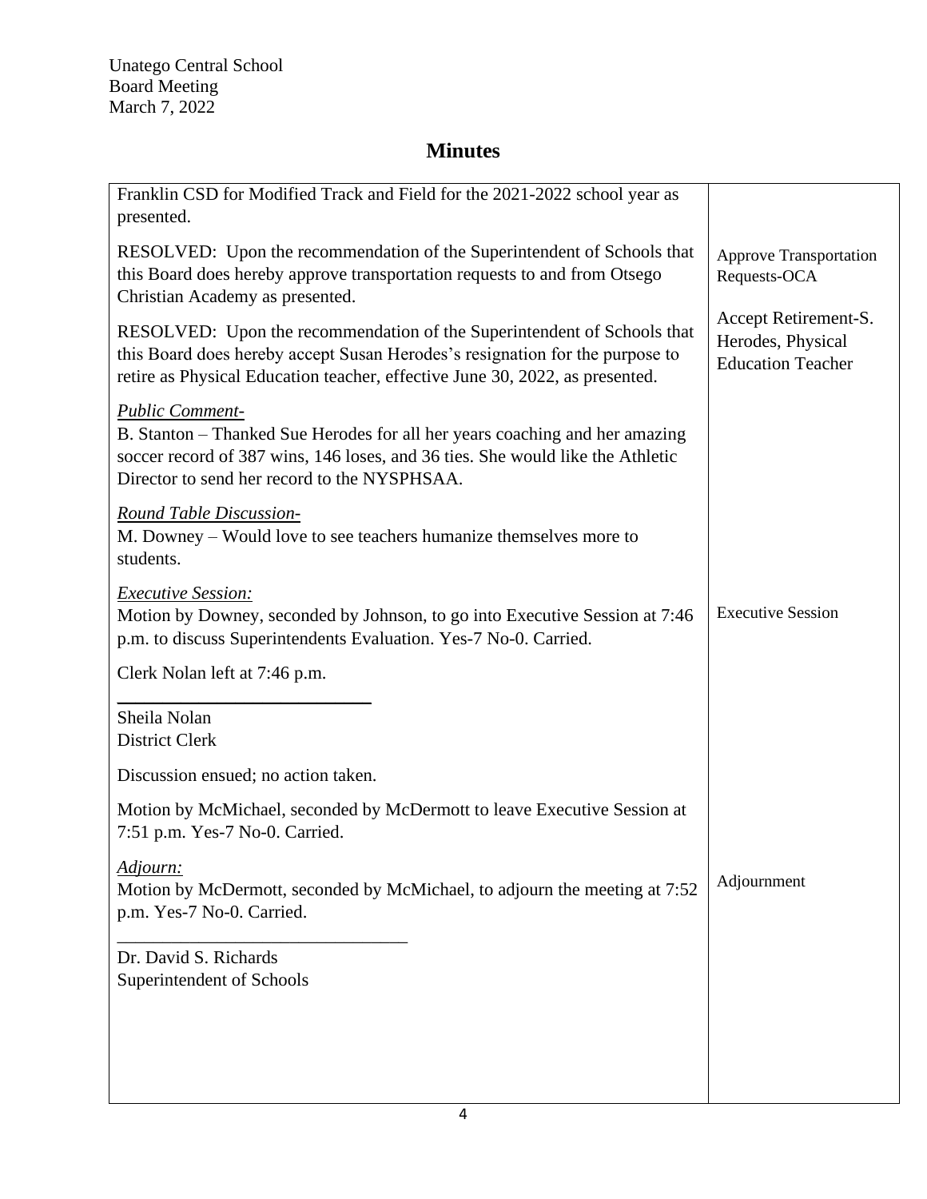Unatego Central School
Board Meeting
March 7, 2022

## Minutes

| | |
|---|---|
| Franklin CSD for Modified Track and Field for the 2021-2022 school year as presented. | |
| RESOLVED: Upon the recommendation of the Superintendent of Schools that this Board does hereby approve transportation requests to and from Otsego Christian Academy as presented. | Approve Transportation Requests-OCA |
| RESOLVED: Upon the recommendation of the Superintendent of Schools that this Board does hereby accept Susan Herodes's resignation for the purpose to retire as Physical Education teacher, effective June 30, 2022, as presented. | Accept Retirement-S. Herodes, Physical Education Teacher |
| *Public Comment-*<br>B. Stanton – Thanked Sue Herodes for all her years coaching and her amazing soccer record of 387 wins, 146 loses, and 36 ties. She would like the Athletic Director to send her record to the NYSPHSAA. | |
| *Round Table Discussion-*<br>M. Downey – Would love to see teachers humanize themselves more to students. | |
| *Executive Session:*<br>Motion by Downey, seconded by Johnson, to go into Executive Session at 7:46 p.m. to discuss Superintendents Evaluation. Yes-7 No-0. Carried. | Executive Session |
| Clerk Nolan left at 7:46 p.m.<br><br>\_\_\_\_\_\_\_\_\_\_\_\_\_\_\_\_\_\_\_\_\_\_\_\_\_\_<br>Sheila Nolan<br>District Clerk | |
| Discussion ensued; no action taken. | |
| Motion by McMichael, seconded by McDermott to leave Executive Session at 7:51 p.m. Yes-7 No-0. Carried. | |
| *Adjourn:*<br>Motion by McDermott, seconded by McMichael, to adjourn the meeting at 7:52 p.m. Yes-7 No-0. Carried. | Adjournment |
| \_\_\_\_\_\_\_\_\_\_\_\_\_\_\_\_\_\_\_\_\_\_\_\_\_\_<br>Dr. David S. Richards<br>Superintendent of Schools | |